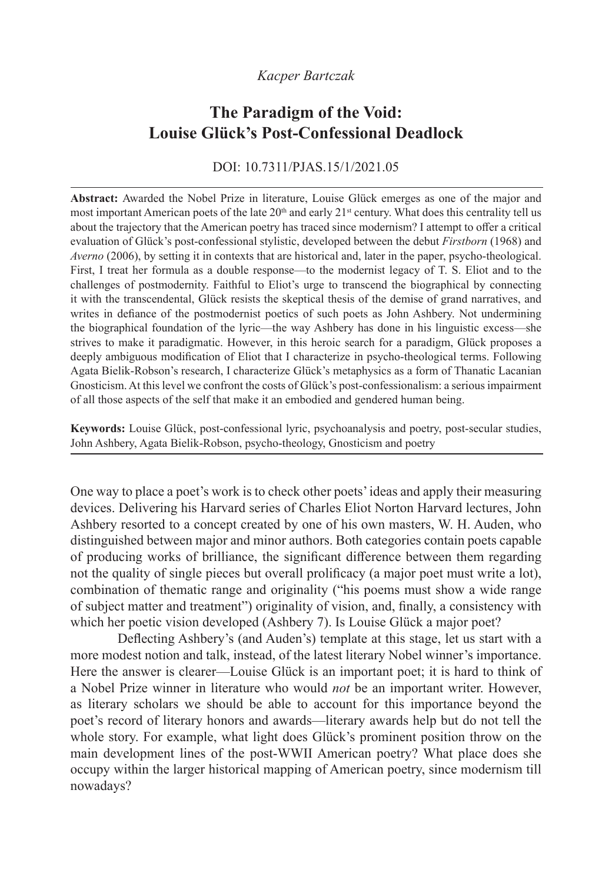*Kacper Bartczak*

# The Paradigm of the Void: Louise Glück's Post-Confessional Deadlock

DOI: 10.7311/PJAS.15/1/2021.05

---

**Abstract:** Awarded the Nobel Prize in literature, Louise Glück emerges as one of the major and most important American poets of the late 20th and early 21st century. What does this centrality tell us about the trajectory that the American poetry has traced since modernism? I attempt to offer a critical evaluation of Glück's post-confessional stylistic, developed between the debut *Firstborn* (1968) and *Averno* (2006), by setting it in contexts that are historical and, later in the paper, psycho-theological. First, I treat her formula as a double response—to the modernist legacy of T. S. Eliot and to the challenges of postmodernity. Faithful to Eliot's urge to transcend the biographical by connecting it with the transcendental, Glück resists the skeptical thesis of the demise of grand narratives, and writes in defiance of the postmodernist poetics of such poets as John Ashbery. Not undermining the biographical foundation of the lyric—the way Ashbery has done in his linguistic excess—she strives to make it paradigmatic. However, in this heroic search for a paradigm, Glück proposes a deeply ambiguous modification of Eliot that I characterize in psycho-theological terms. Following Agata Bielik-Robson's research, I characterize Glück's metaphysics as a form of Thanatic Lacanian Gnosticism. At this level we confront the costs of Glück's post-confessionalism: a serious impairment of all those aspects of the self that make it an embodied and gendered human being.

**Keywords:** Louise Glück, post-confessional lyric, psychoanalysis and poetry, post-secular studies, John Ashbery, Agata Bielik-Robson, psycho-theology, Gnosticism and poetry

---

One way to place a poet's work is to check other poets' ideas and apply their measuring devices. Delivering his Harvard series of Charles Eliot Norton Harvard lectures, John Ashbery resorted to a concept created by one of his own masters, W. H. Auden, who distinguished between major and minor authors. Both categories contain poets capable of producing works of brilliance, the significant difference between them regarding not the quality of single pieces but overall prolificacy (a major poet must write a lot), combination of thematic range and originality ("his poems must show a wide range of subject matter and treatment") originality of vision, and, finally, a consistency with which her poetic vision developed (Ashbery 7). Is Louise Glück a major poet?

Deflecting Ashbery's (and Auden's) template at this stage, let us start with a more modest notion and talk, instead, of the latest literary Nobel winner's importance. Here the answer is clearer—Louise Glück is an important poet; it is hard to think of a Nobel Prize winner in literature who would *not* be an important writer. However, as literary scholars we should be able to account for this importance beyond the poet's record of literary honors and awards—literary awards help but do not tell the whole story. For example, what light does Glück's prominent position throw on the main development lines of the post-WWII American poetry? What place does she occupy within the larger historical mapping of American poetry, since modernism till nowadays?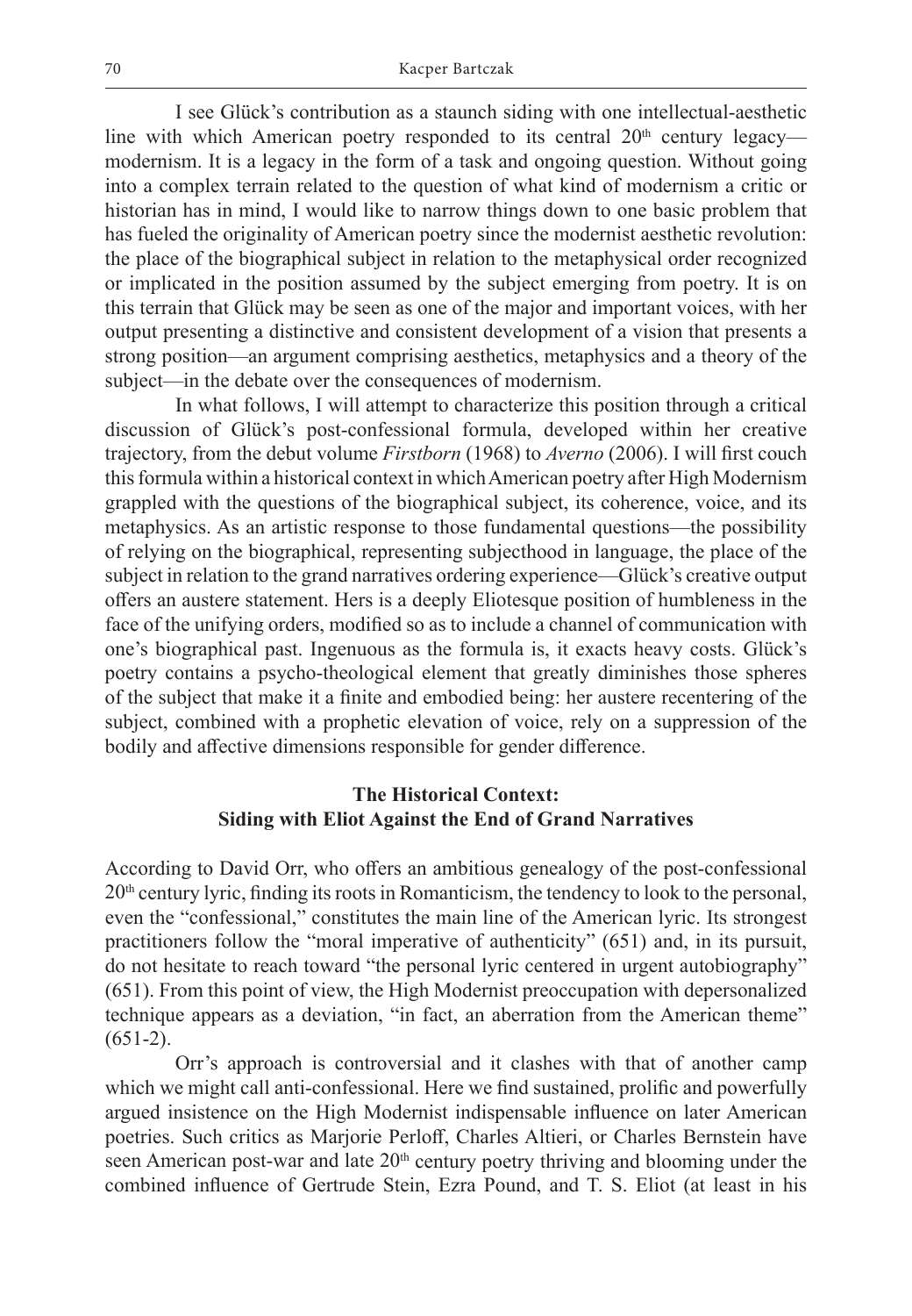I see Glück's contribution as a staunch siding with one intellectual-aesthetic line with which American poetry responded to its central 20th century legacy—modernism. It is a legacy in the form of a task and ongoing question. Without going into a complex terrain related to the question of what kind of modernism a critic or historian has in mind, I would like to narrow things down to one basic problem that has fueled the originality of American poetry since the modernist aesthetic revolution: the place of the biographical subject in relation to the metaphysical order recognized or implicated in the position assumed by the subject emerging from poetry. It is on this terrain that Glück may be seen as one of the major and important voices, with her output presenting a distinctive and consistent development of a vision that presents a strong position—an argument comprising aesthetics, metaphysics and a theory of the subject—in the debate over the consequences of modernism.

In what follows, I will attempt to characterize this position through a critical discussion of Glück's post-confessional formula, developed within her creative trajectory, from the debut volume *Firstborn* (1968) to *Averno* (2006). I will first couch this formula within a historical context in which American poetry after High Modernism grappled with the questions of the biographical subject, its coherence, voice, and its metaphysics. As an artistic response to those fundamental questions—the possibility of relying on the biographical, representing subjecthood in language, the place of the subject in relation to the grand narratives ordering experience—Glück's creative output offers an austere statement. Hers is a deeply Eliotesque position of humbleness in the face of the unifying orders, modified so as to include a channel of communication with one's biographical past. Ingenuous as the formula is, it exacts heavy costs. Glück's poetry contains a psycho-theological element that greatly diminishes those spheres of the subject that make it a finite and embodied being: her austere recentering of the subject, combined with a prophetic elevation of voice, rely on a suppression of the bodily and affective dimensions responsible for gender difference.

## The Historical Context: Siding with Eliot Against the End of Grand Narratives

According to David Orr, who offers an ambitious genealogy of the post-confessional 20th century lyric, finding its roots in Romanticism, the tendency to look to the personal, even the "confessional," constitutes the main line of the American lyric. Its strongest practitioners follow the "moral imperative of authenticity" (651) and, in its pursuit, do not hesitate to reach toward "the personal lyric centered in urgent autobiography" (651). From this point of view, the High Modernist preoccupation with depersonalized technique appears as a deviation, "in fact, an aberration from the American theme" (651-2).

Orr's approach is controversial and it clashes with that of another camp which we might call anti-confessional. Here we find sustained, prolific and powerfully argued insistence on the High Modernist indispensable influence on later American poetries. Such critics as Marjorie Perloff, Charles Altieri, or Charles Bernstein have seen American post-war and late 20th century poetry thriving and blooming under the combined influence of Gertrude Stein, Ezra Pound, and T. S. Eliot (at least in his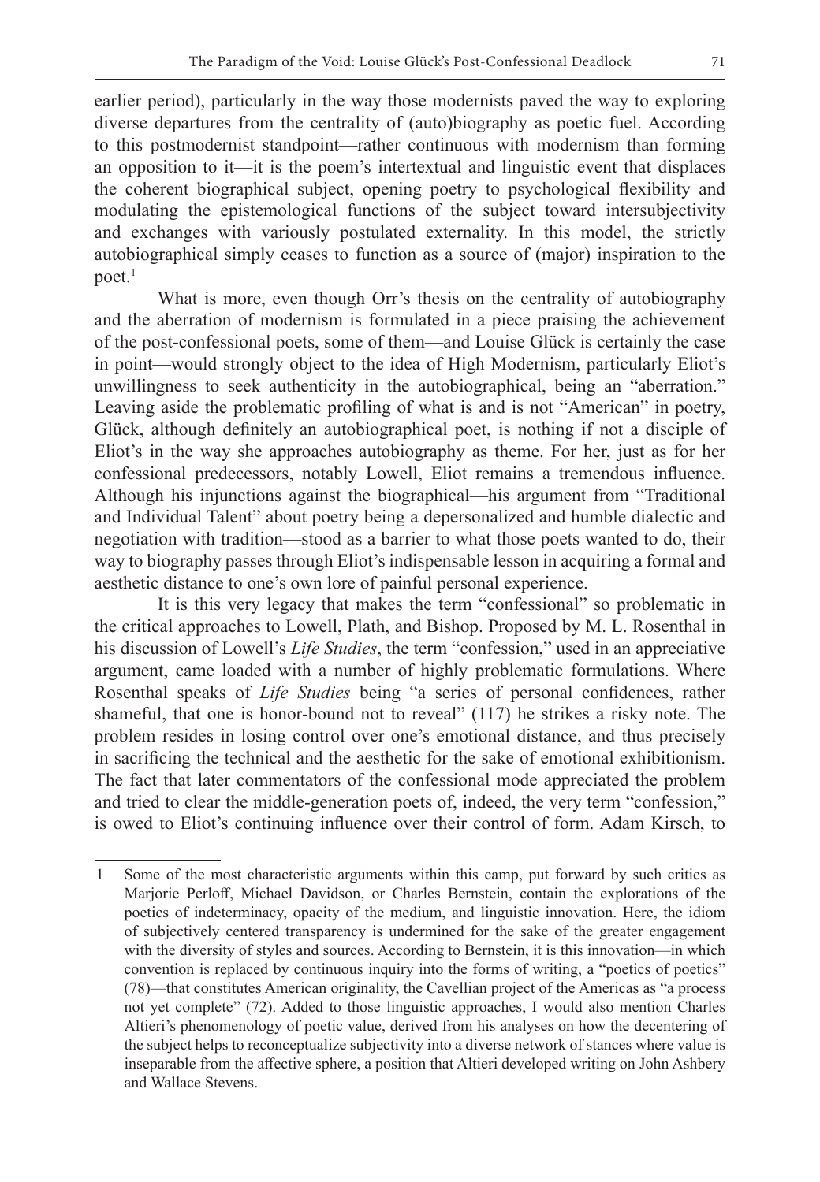earlier period), particularly in the way those modernists paved the way to exploring diverse departures from the centrality of (auto)biography as poetic fuel. According to this postmodernist standpoint—rather continuous with modernism than forming an opposition to it—it is the poem's intertextual and linguistic event that displaces the coherent biographical subject, opening poetry to psychological flexibility and modulating the epistemological functions of the subject toward intersubjectivity and exchanges with variously postulated externality. In this model, the strictly autobiographical simply ceases to function as a source of (major) inspiration to the poet.[1]

What is more, even though Orr's thesis on the centrality of autobiography and the aberration of modernism is formulated in a piece praising the achievement of the post-confessional poets, some of them—and Louise Glück is certainly the case in point—would strongly object to the idea of High Modernism, particularly Eliot's unwillingness to seek authenticity in the autobiographical, being an "aberration." Leaving aside the problematic profiling of what is and is not "American" in poetry, Glück, although definitely an autobiographical poet, is nothing if not a disciple of Eliot's in the way she approaches autobiography as theme. For her, just as for her confessional predecessors, notably Lowell, Eliot remains a tremendous influence. Although his injunctions against the biographical—his argument from "Traditional and Individual Talent" about poetry being a depersonalized and humble dialectic and negotiation with tradition—stood as a barrier to what those poets wanted to do, their way to biography passes through Eliot's indispensable lesson in acquiring a formal and aesthetic distance to one's own lore of painful personal experience.

It is this very legacy that makes the term "confessional" so problematic in the critical approaches to Lowell, Plath, and Bishop. Proposed by M. L. Rosenthal in his discussion of Lowell's *Life Studies*, the term "confession," used in an appreciative argument, came loaded with a number of highly problematic formulations. Where Rosenthal speaks of *Life Studies* being "a series of personal confidences, rather shameful, that one is honor-bound not to reveal" (117) he strikes a risky note. The problem resides in losing control over one's emotional distance, and thus precisely in sacrificing the technical and the aesthetic for the sake of emotional exhibitionism. The fact that later commentators of the confessional mode appreciated the problem and tried to clear the middle-generation poets of, indeed, the very term "confession," is owed to Eliot's continuing influence over their control of form. Adam Kirsch, to

---

1 Some of the most characteristic arguments within this camp, put forward by such critics as Marjorie Perloff, Michael Davidson, or Charles Bernstein, contain the explorations of the poetics of indeterminacy, opacity of the medium, and linguistic innovation. Here, the idiom of subjectively centered transparency is undermined for the sake of the greater engagement with the diversity of styles and sources. According to Bernstein, it is this innovation—in which convention is replaced by continuous inquiry into the forms of writing, a "poetics of poetics" (78)—that constitutes American originality, the Cavellian project of the Americas as "a process not yet complete" (72). Added to those linguistic approaches, I would also mention Charles Altieri's phenomenology of poetic value, derived from his analyses on how the decentering of the subject helps to reconceptualize subjectivity into a diverse network of stances where value is inseparable from the affective sphere, a position that Altieri developed writing on John Ashbery and Wallace Stevens.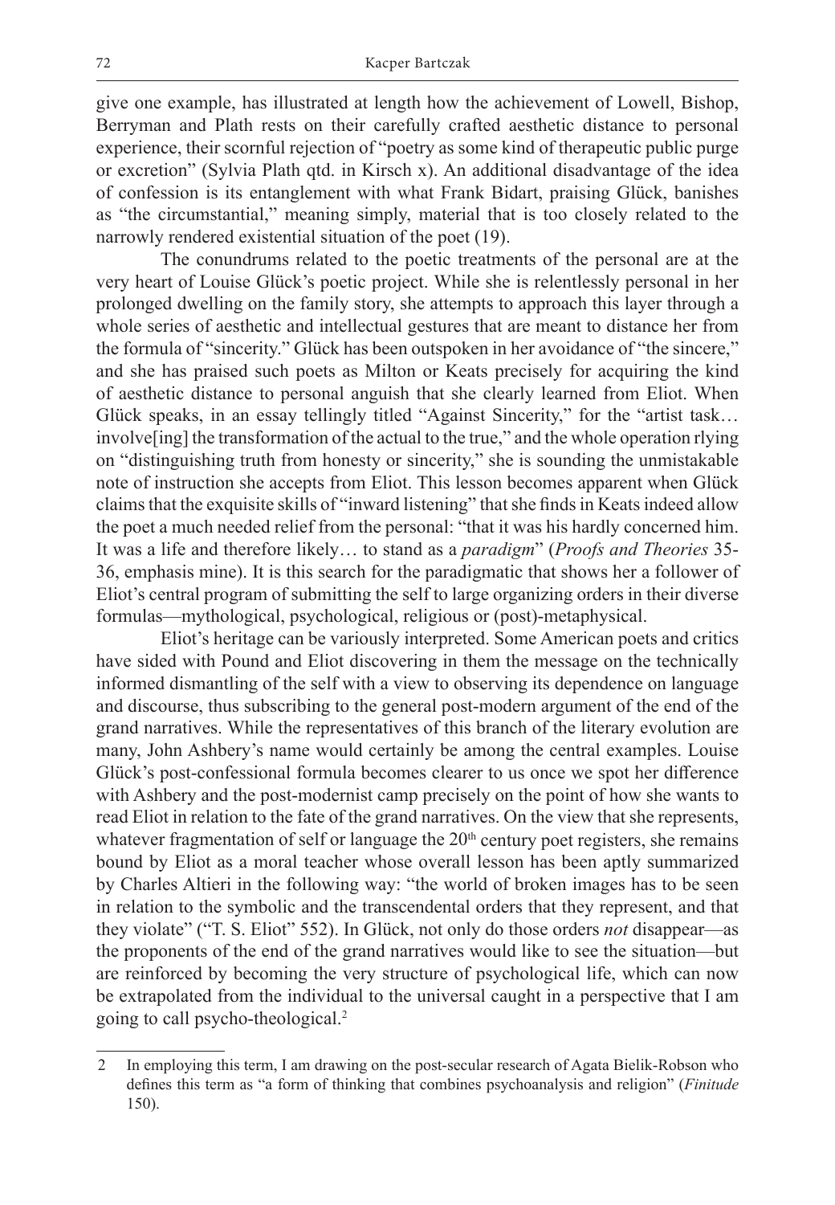give one example, has illustrated at length how the achievement of Lowell, Bishop, Berryman and Plath rests on their carefully crafted aesthetic distance to personal experience, their scornful rejection of "poetry as some kind of therapeutic public purge or excretion" (Sylvia Plath qtd. in Kirsch x). An additional disadvantage of the idea of confession is its entanglement with what Frank Bidart, praising Glück, banishes as "the circumstantial," meaning simply, material that is too closely related to the narrowly rendered existential situation of the poet (19).

The conundrums related to the poetic treatments of the personal are at the very heart of Louise Glück's poetic project. While she is relentlessly personal in her prolonged dwelling on the family story, she attempts to approach this layer through a whole series of aesthetic and intellectual gestures that are meant to distance her from the formula of "sincerity." Glück has been outspoken in her avoidance of "the sincere," and she has praised such poets as Milton or Keats precisely for acquiring the kind of aesthetic distance to personal anguish that she clearly learned from Eliot. When Glück speaks, in an essay tellingly titled "Against Sincerity," for the "artist task… involve[ing] the transformation of the actual to the true," and the whole operation rlying on "distinguishing truth from honesty or sincerity," she is sounding the unmistakable note of instruction she accepts from Eliot. This lesson becomes apparent when Glück claims that the exquisite skills of "inward listening" that she finds in Keats indeed allow the poet a much needed relief from the personal: "that it was his hardly concerned him. It was a life and therefore likely… to stand as a *paradigm*" (*Proofs and Theories* 35-36, emphasis mine). It is this search for the paradigmatic that shows her a follower of Eliot's central program of submitting the self to large organizing orders in their diverse formulas—mythological, psychological, religious or (post)-metaphysical.

Eliot's heritage can be variously interpreted. Some American poets and critics have sided with Pound and Eliot discovering in them the message on the technically informed dismantling of the self with a view to observing its dependence on language and discourse, thus subscribing to the general post-modern argument of the end of the grand narratives. While the representatives of this branch of the literary evolution are many, John Ashbery's name would certainly be among the central examples. Louise Glück's post-confessional formula becomes clearer to us once we spot her difference with Ashbery and the post-modernist camp precisely on the point of how she wants to read Eliot in relation to the fate of the grand narratives. On the view that she represents, whatever fragmentation of self or language the 20th century poet registers, she remains bound by Eliot as a moral teacher whose overall lesson has been aptly summarized by Charles Altieri in the following way: "the world of broken images has to be seen in relation to the symbolic and the transcendental orders that they represent, and that they violate" ("T. S. Eliot" 552). In Glück, not only do those orders *not* disappear—as the proponents of the end of the grand narratives would like to see the situation—but are reinforced by becoming the very structure of psychological life, which can now be extrapolated from the individual to the universal caught in a perspective that I am going to call psycho-theological.[2]

---

2 In employing this term, I am drawing on the post-secular research of Agata Bielik-Robson who defines this term as "a form of thinking that combines psychoanalysis and religion" (*Finitude* 150).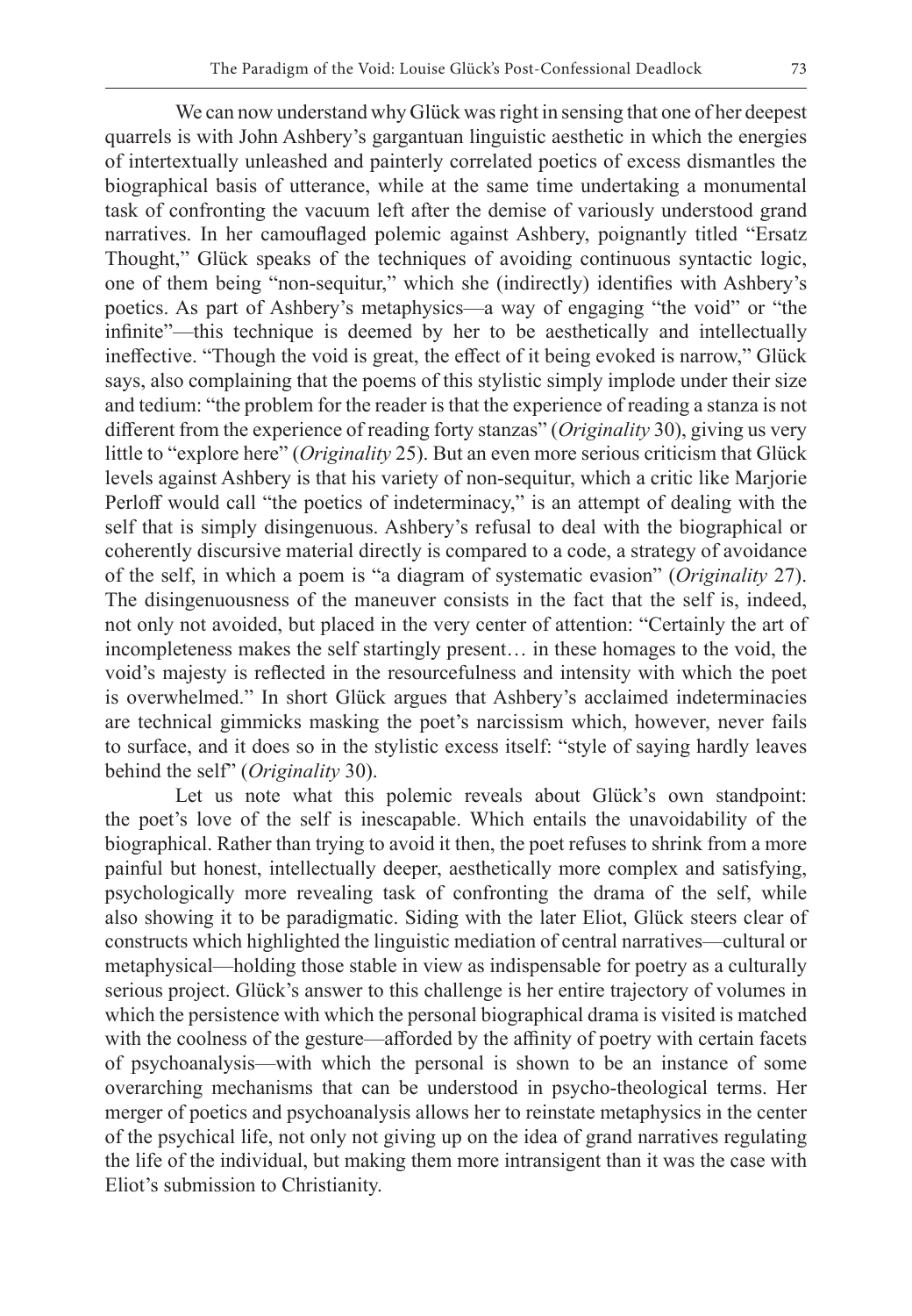We can now understand why Glück was right in sensing that one of her deepest quarrels is with John Ashbery's gargantuan linguistic aesthetic in which the energies of intertextually unleashed and painterly correlated poetics of excess dismantles the biographical basis of utterance, while at the same time undertaking a monumental task of confronting the vacuum left after the demise of variously understood grand narratives. In her camouflaged polemic against Ashbery, poignantly titled "Ersatz Thought," Glück speaks of the techniques of avoiding continuous syntactic logic, one of them being "non-sequitur," which she (indirectly) identifies with Ashbery's poetics. As part of Ashbery's metaphysics—a way of engaging "the void" or "the infinite"—this technique is deemed by her to be aesthetically and intellectually ineffective. "Though the void is great, the effect of it being evoked is narrow," Glück says, also complaining that the poems of this stylistic simply implode under their size and tedium: "the problem for the reader is that the experience of reading a stanza is not different from the experience of reading forty stanzas" (*Originality* 30), giving us very little to "explore here" (*Originality* 25). But an even more serious criticism that Glück levels against Ashbery is that his variety of non-sequitur, which a critic like Marjorie Perloff would call "the poetics of indeterminacy," is an attempt of dealing with the self that is simply disingenuous. Ashbery's refusal to deal with the biographical or coherently discursive material directly is compared to a code, a strategy of avoidance of the self, in which a poem is "a diagram of systematic evasion" (*Originality* 27). The disingenuousness of the maneuver consists in the fact that the self is, indeed, not only not avoided, but placed in the very center of attention: "Certainly the art of incompleteness makes the self startingly present… in these homages to the void, the void's majesty is reflected in the resourcefulness and intensity with which the poet is overwhelmed." In short Glück argues that Ashbery's acclaimed indeterminacies are technical gimmicks masking the poet's narcissism which, however, never fails to surface, and it does so in the stylistic excess itself: "style of saying hardly leaves behind the self" (*Originality* 30).

Let us note what this polemic reveals about Glück's own standpoint: the poet's love of the self is inescapable. Which entails the unavoidability of the biographical. Rather than trying to avoid it then, the poet refuses to shrink from a more painful but honest, intellectually deeper, aesthetically more complex and satisfying, psychologically more revealing task of confronting the drama of the self, while also showing it to be paradigmatic. Siding with the later Eliot, Glück steers clear of constructs which highlighted the linguistic mediation of central narratives—cultural or metaphysical—holding those stable in view as indispensable for poetry as a culturally serious project. Glück's answer to this challenge is her entire trajectory of volumes in which the persistence with which the personal biographical drama is visited is matched with the coolness of the gesture—afforded by the affinity of poetry with certain facets of psychoanalysis—with which the personal is shown to be an instance of some overarching mechanisms that can be understood in psycho-theological terms. Her merger of poetics and psychoanalysis allows her to reinstate metaphysics in the center of the psychical life, not only not giving up on the idea of grand narratives regulating the life of the individual, but making them more intransigent than it was the case with Eliot's submission to Christianity.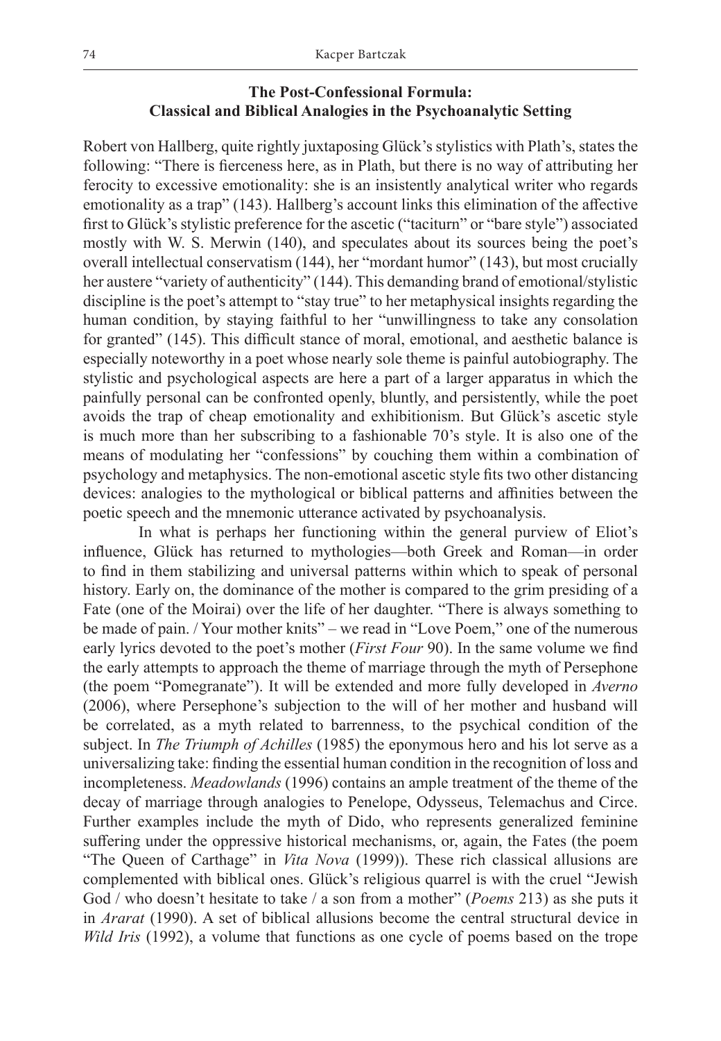## The Post-Confessional Formula: Classical and Biblical Analogies in the Psychoanalytic Setting

Robert von Hallberg, quite rightly juxtaposing Glück's stylistics with Plath's, states the following: "There is fierceness here, as in Plath, but there is no way of attributing her ferocity to excessive emotionality: she is an insistently analytical writer who regards emotionality as a trap" (143). Hallberg's account links this elimination of the affective first to Glück's stylistic preference for the ascetic ("taciturn" or "bare style") associated mostly with W. S. Merwin (140), and speculates about its sources being the poet's overall intellectual conservatism (144), her "mordant humor" (143), but most crucially her austere "variety of authenticity" (144). This demanding brand of emotional/stylistic discipline is the poet's attempt to "stay true" to her metaphysical insights regarding the human condition, by staying faithful to her "unwillingness to take any consolation for granted" (145). This difficult stance of moral, emotional, and aesthetic balance is especially noteworthy in a poet whose nearly sole theme is painful autobiography. The stylistic and psychological aspects are here a part of a larger apparatus in which the painfully personal can be confronted openly, bluntly, and persistently, while the poet avoids the trap of cheap emotionality and exhibitionism. But Glück's ascetic style is much more than her subscribing to a fashionable 70's style. It is also one of the means of modulating her "confessions" by couching them within a combination of psychology and metaphysics. The non-emotional ascetic style fits two other distancing devices: analogies to the mythological or biblical patterns and affinities between the poetic speech and the mnemonic utterance activated by psychoanalysis.

In what is perhaps her functioning within the general purview of Eliot's influence, Glück has returned to mythologies—both Greek and Roman—in order to find in them stabilizing and universal patterns within which to speak of personal history. Early on, the dominance of the mother is compared to the grim presiding of a Fate (one of the Moirai) over the life of her daughter. "There is always something to be made of pain. / Your mother knits" – we read in "Love Poem," one of the numerous early lyrics devoted to the poet's mother (*First Four* 90). In the same volume we find the early attempts to approach the theme of marriage through the myth of Persephone (the poem "Pomegranate"). It will be extended and more fully developed in *Averno* (2006), where Persephone's subjection to the will of her mother and husband will be correlated, as a myth related to barrenness, to the psychical condition of the subject. In *The Triumph of Achilles* (1985) the eponymous hero and his lot serve as a universalizing take: finding the essential human condition in the recognition of loss and incompleteness. *Meadowlands* (1996) contains an ample treatment of the theme of the decay of marriage through analogies to Penelope, Odysseus, Telemachus and Circe. Further examples include the myth of Dido, who represents generalized feminine suffering under the oppressive historical mechanisms, or, again, the Fates (the poem "The Queen of Carthage" in *Vita Nova* (1999)). These rich classical allusions are complemented with biblical ones. Glück's religious quarrel is with the cruel "Jewish God / who doesn't hesitate to take / a son from a mother" (*Poems* 213) as she puts it in *Ararat* (1990). A set of biblical allusions become the central structural device in *Wild Iris* (1992), a volume that functions as one cycle of poems based on the trope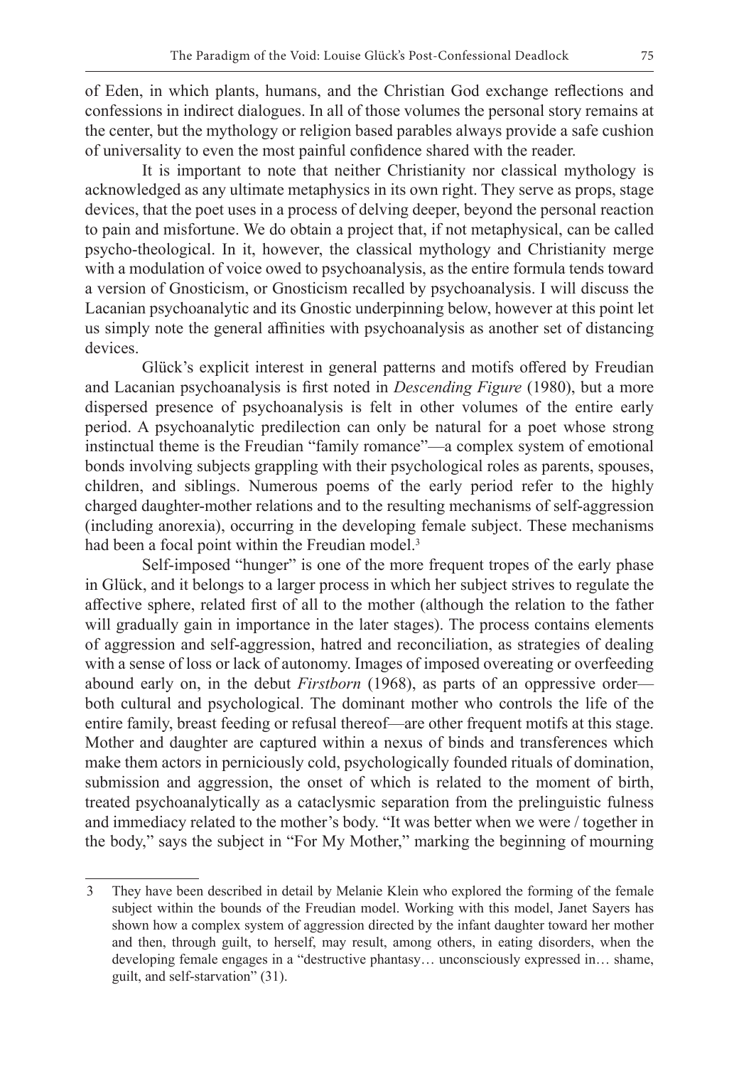of Eden, in which plants, humans, and the Christian God exchange reflections and confessions in indirect dialogues. In all of those volumes the personal story remains at the center, but the mythology or religion based parables always provide a safe cushion of universality to even the most painful confidence shared with the reader.

It is important to note that neither Christianity nor classical mythology is acknowledged as any ultimate metaphysics in its own right. They serve as props, stage devices, that the poet uses in a process of delving deeper, beyond the personal reaction to pain and misfortune. We do obtain a project that, if not metaphysical, can be called psycho-theological. In it, however, the classical mythology and Christianity merge with a modulation of voice owed to psychoanalysis, as the entire formula tends toward a version of Gnosticism, or Gnosticism recalled by psychoanalysis. I will discuss the Lacanian psychoanalytic and its Gnostic underpinning below, however at this point let us simply note the general affinities with psychoanalysis as another set of distancing devices.

Glück's explicit interest in general patterns and motifs offered by Freudian and Lacanian psychoanalysis is first noted in *Descending Figure* (1980), but a more dispersed presence of psychoanalysis is felt in other volumes of the entire early period. A psychoanalytic predilection can only be natural for a poet whose strong instinctual theme is the Freudian "family romance"—a complex system of emotional bonds involving subjects grappling with their psychological roles as parents, spouses, children, and siblings. Numerous poems of the early period refer to the highly charged daughter-mother relations and to the resulting mechanisms of self-aggression (including anorexia), occurring in the developing female subject. These mechanisms had been a focal point within the Freudian model.[3]

Self-imposed "hunger" is one of the more frequent tropes of the early phase in Glück, and it belongs to a larger process in which her subject strives to regulate the affective sphere, related first of all to the mother (although the relation to the father will gradually gain in importance in the later stages). The process contains elements of aggression and self-aggression, hatred and reconciliation, as strategies of dealing with a sense of loss or lack of autonomy. Images of imposed overeating or overfeeding abound early on, in the debut *Firstborn* (1968), as parts of an oppressive order—both cultural and psychological. The dominant mother who controls the life of the entire family, breast feeding or refusal thereof—are other frequent motifs at this stage. Mother and daughter are captured within a nexus of binds and transferences which make them actors in perniciously cold, psychologically founded rituals of domination, submission and aggression, the onset of which is related to the moment of birth, treated psychoanalytically as a cataclysmic separation from the prelinguistic fulness and immediacy related to the mother's body. "It was better when we were / together in the body," says the subject in "For My Mother," marking the beginning of mourning

---

3 They have been described in detail by Melanie Klein who explored the forming of the female subject within the bounds of the Freudian model. Working with this model, Janet Sayers has shown how a complex system of aggression directed by the infant daughter toward her mother and then, through guilt, to herself, may result, among others, in eating disorders, when the developing female engages in a "destructive phantasy… unconsciously expressed in… shame, guilt, and self-starvation" (31).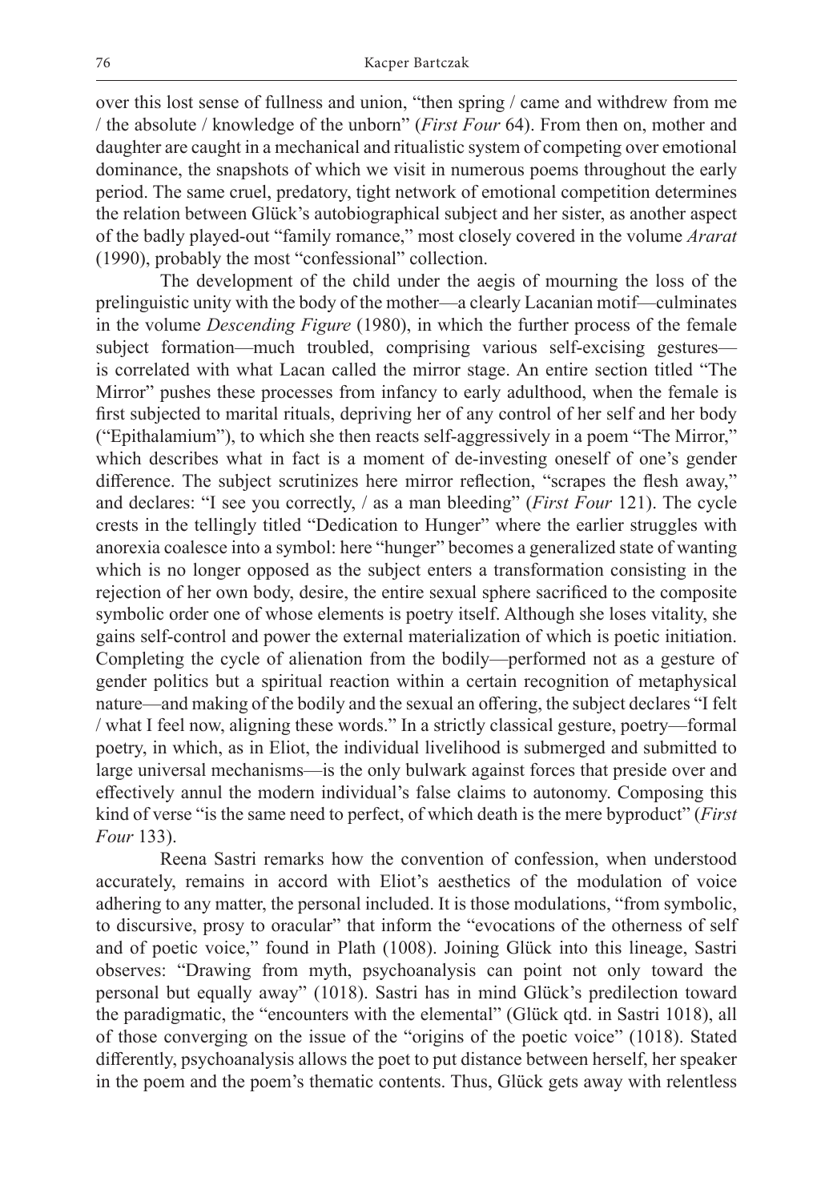over this lost sense of fullness and union, "then spring / came and withdrew from me / the absolute / knowledge of the unborn" (*First Four* 64). From then on, mother and daughter are caught in a mechanical and ritualistic system of competing over emotional dominance, the snapshots of which we visit in numerous poems throughout the early period. The same cruel, predatory, tight network of emotional competition determines the relation between Glück's autobiographical subject and her sister, as another aspect of the badly played-out "family romance," most closely covered in the volume *Ararat* (1990), probably the most "confessional" collection.

The development of the child under the aegis of mourning the loss of the prelinguistic unity with the body of the mother—a clearly Lacanian motif—culminates in the volume *Descending Figure* (1980), in which the further process of the female subject formation—much troubled, comprising various self-excising gestures—is correlated with what Lacan called the mirror stage. An entire section titled "The Mirror" pushes these processes from infancy to early adulthood, when the female is first subjected to marital rituals, depriving her of any control of her self and her body ("Epithalamium"), to which she then reacts self-aggressively in a poem "The Mirror," which describes what in fact is a moment of de-investing oneself of one's gender difference. The subject scrutinizes here mirror reflection, "scrapes the flesh away," and declares: "I see you correctly, / as a man bleeding" (*First Four* 121). The cycle crests in the tellingly titled "Dedication to Hunger" where the earlier struggles with anorexia coalesce into a symbol: here "hunger" becomes a generalized state of wanting which is no longer opposed as the subject enters a transformation consisting in the rejection of her own body, desire, the entire sexual sphere sacrificed to the composite symbolic order one of whose elements is poetry itself. Although she loses vitality, she gains self-control and power the external materialization of which is poetic initiation. Completing the cycle of alienation from the bodily—performed not as a gesture of gender politics but a spiritual reaction within a certain recognition of metaphysical nature—and making of the bodily and the sexual an offering, the subject declares "I felt / what I feel now, aligning these words." In a strictly classical gesture, poetry—formal poetry, in which, as in Eliot, the individual livelihood is submerged and submitted to large universal mechanisms—is the only bulwark against forces that preside over and effectively annul the modern individual's false claims to autonomy. Composing this kind of verse "is the same need to perfect, of which death is the mere byproduct" (*First Four* 133).

Reena Sastri remarks how the convention of confession, when understood accurately, remains in accord with Eliot's aesthetics of the modulation of voice adhering to any matter, the personal included. It is those modulations, "from symbolic, to discursive, prosy to oracular" that inform the "evocations of the otherness of self and of poetic voice," found in Plath (1008). Joining Glück into this lineage, Sastri observes: "Drawing from myth, psychoanalysis can point not only toward the personal but equally away" (1018). Sastri has in mind Glück's predilection toward the paradigmatic, the "encounters with the elemental" (Glück qtd. in Sastri 1018), all of those converging on the issue of the "origins of the poetic voice" (1018). Stated differently, psychoanalysis allows the poet to put distance between herself, her speaker in the poem and the poem's thematic contents. Thus, Glück gets away with relentless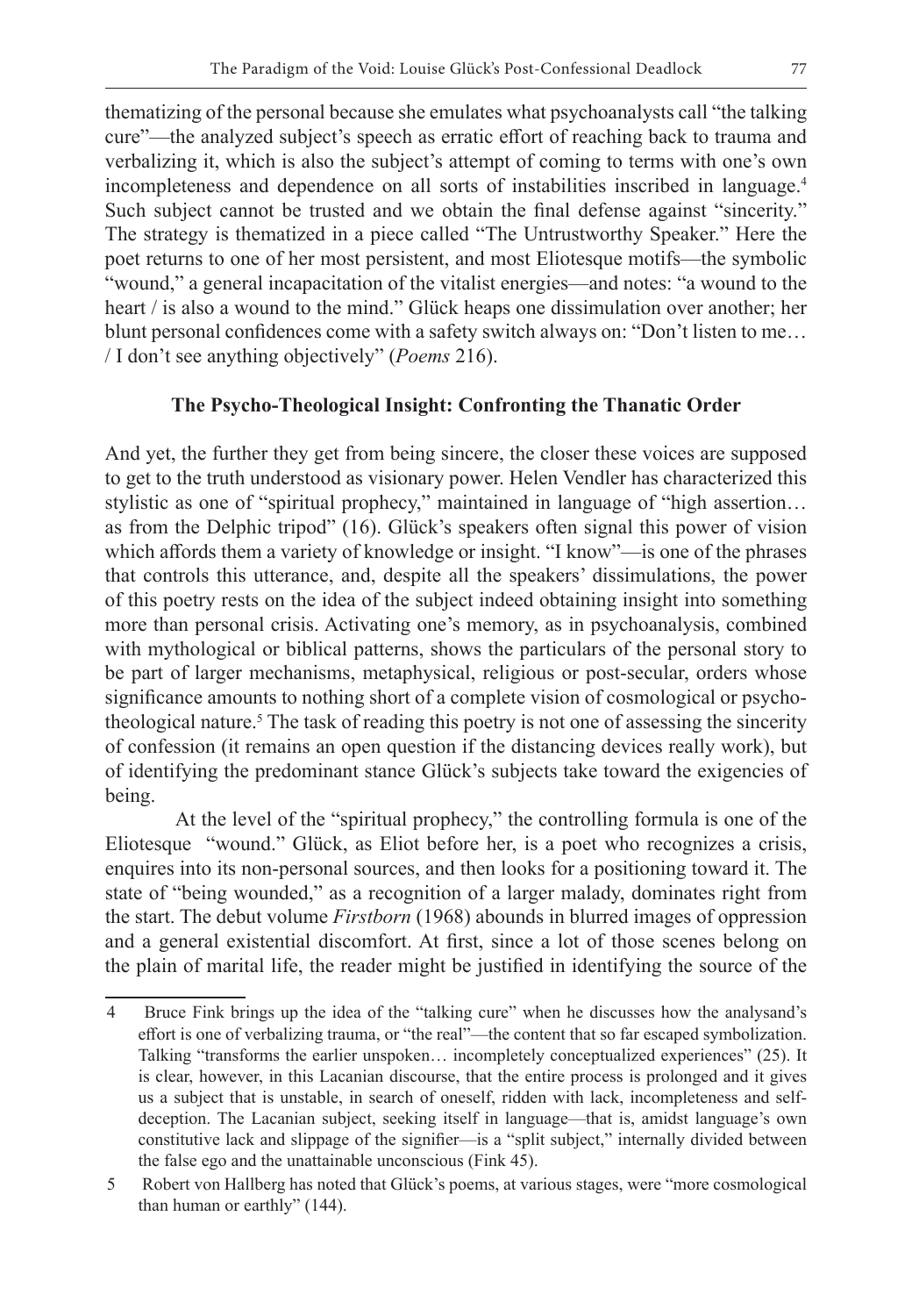thematizing of the personal because she emulates what psychoanalysts call "the talking cure"—the analyzed subject's speech as erratic effort of reaching back to trauma and verbalizing it, which is also the subject's attempt of coming to terms with one's own incompleteness and dependence on all sorts of instabilities inscribed in language.[4] Such subject cannot be trusted and we obtain the final defense against "sincerity." The strategy is thematized in a piece called "The Untrustworthy Speaker." Here the poet returns to one of her most persistent, and most Eliotesque motifs—the symbolic "wound," a general incapacitation of the vitalist energies—and notes: "a wound to the heart / is also a wound to the mind." Glück heaps one dissimulation over another; her blunt personal confidences come with a safety switch always on: "Don't listen to me… / I don't see anything objectively" (*Poems* 216).

### The Psycho-Theological Insight: Confronting the Thanatic Order

And yet, the further they get from being sincere, the closer these voices are supposed to get to the truth understood as visionary power. Helen Vendler has characterized this stylistic as one of "spiritual prophecy," maintained in language of "high assertion… as from the Delphic tripod" (16). Glück's speakers often signal this power of vision which affords them a variety of knowledge or insight. "I know"—is one of the phrases that controls this utterance, and, despite all the speakers' dissimulations, the power of this poetry rests on the idea of the subject indeed obtaining insight into something more than personal crisis. Activating one's memory, as in psychoanalysis, combined with mythological or biblical patterns, shows the particulars of the personal story to be part of larger mechanisms, metaphysical, religious or post-secular, orders whose significance amounts to nothing short of a complete vision of cosmological or psycho-theological nature.[5] The task of reading this poetry is not one of assessing the sincerity of confession (it remains an open question if the distancing devices really work), but of identifying the predominant stance Glück's subjects take toward the exigencies of being.

At the level of the "spiritual prophecy," the controlling formula is one of the Eliotesque "wound." Glück, as Eliot before her, is a poet who recognizes a crisis, enquires into its non-personal sources, and then looks for a positioning toward it. The state of "being wounded," as a recognition of a larger malady, dominates right from the start. The debut volume *Firstborn* (1968) abounds in blurred images of oppression and a general existential discomfort. At first, since a lot of those scenes belong on the plain of marital life, the reader might be justified in identifying the source of the

---

4 Bruce Fink brings up the idea of the "talking cure" when he discusses how the analysand's effort is one of verbalizing trauma, or "the real"—the content that so far escaped symbolization. Talking "transforms the earlier unspoken… incompletely conceptualized experiences" (25). It is clear, however, in this Lacanian discourse, that the entire process is prolonged and it gives us a subject that is unstable, in search of oneself, ridden with lack, incompleteness and self-deception. The Lacanian subject, seeking itself in language—that is, amidst language's own constitutive lack and slippage of the signifier—is a "split subject," internally divided between the false ego and the unattainable unconscious (Fink 45).

5 Robert von Hallberg has noted that Glück's poems, at various stages, were "more cosmological than human or earthly" (144).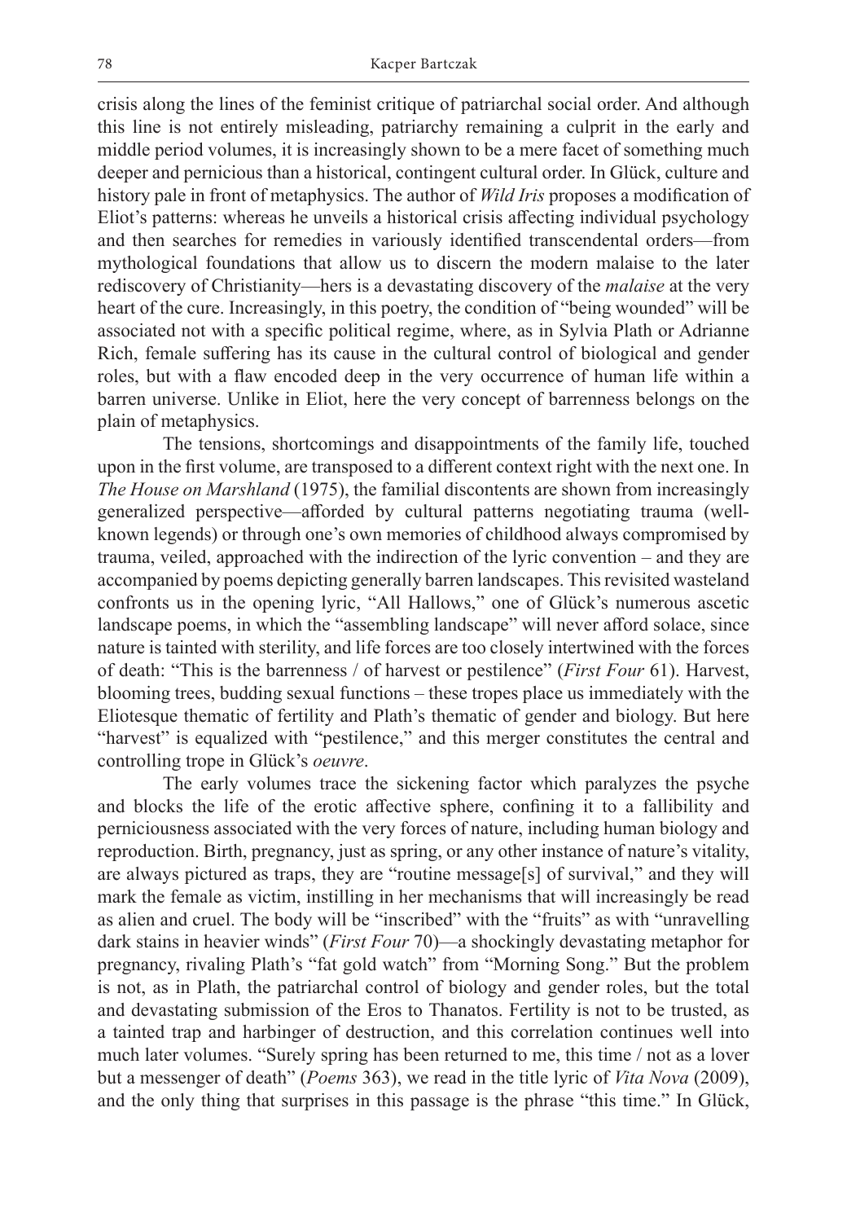crisis along the lines of the feminist critique of patriarchal social order. And although this line is not entirely misleading, patriarchy remaining a culprit in the early and middle period volumes, it is increasingly shown to be a mere facet of something much deeper and pernicious than a historical, contingent cultural order. In Glück, culture and history pale in front of metaphysics. The author of *Wild Iris* proposes a modification of Eliot's patterns: whereas he unveils a historical crisis affecting individual psychology and then searches for remedies in variously identified transcendental orders—from mythological foundations that allow us to discern the modern malaise to the later rediscovery of Christianity—hers is a devastating discovery of the *malaise* at the very heart of the cure. Increasingly, in this poetry, the condition of "being wounded" will be associated not with a specific political regime, where, as in Sylvia Plath or Adrianne Rich, female suffering has its cause in the cultural control of biological and gender roles, but with a flaw encoded deep in the very occurrence of human life within a barren universe. Unlike in Eliot, here the very concept of barrenness belongs on the plain of metaphysics.

The tensions, shortcomings and disappointments of the family life, touched upon in the first volume, are transposed to a different context right with the next one. In *The House on Marshland* (1975), the familial discontents are shown from increasingly generalized perspective—afforded by cultural patterns negotiating trauma (well-known legends) or through one's own memories of childhood always compromised by trauma, veiled, approached with the indirection of the lyric convention – and they are accompanied by poems depicting generally barren landscapes. This revisited wasteland confronts us in the opening lyric, "All Hallows," one of Glück's numerous ascetic landscape poems, in which the "assembling landscape" will never afford solace, since nature is tainted with sterility, and life forces are too closely intertwined with the forces of death: "This is the barrenness / of harvest or pestilence" (*First Four* 61). Harvest, blooming trees, budding sexual functions – these tropes place us immediately with the Eliotesque thematic of fertility and Plath's thematic of gender and biology. But here "harvest" is equalized with "pestilence," and this merger constitutes the central and controlling trope in Glück's *oeuvre*.

The early volumes trace the sickening factor which paralyzes the psyche and blocks the life of the erotic affective sphere, confining it to a fallibility and perniciousness associated with the very forces of nature, including human biology and reproduction. Birth, pregnancy, just as spring, or any other instance of nature's vitality, are always pictured as traps, they are "routine message[s] of survival," and they will mark the female as victim, instilling in her mechanisms that will increasingly be read as alien and cruel. The body will be "inscribed" with the "fruits" as with "unravelling dark stains in heavier winds" (*First Four* 70)—a shockingly devastating metaphor for pregnancy, rivaling Plath's "fat gold watch" from "Morning Song." But the problem is not, as in Plath, the patriarchal control of biology and gender roles, but the total and devastating submission of the Eros to Thanatos. Fertility is not to be trusted, as a tainted trap and harbinger of destruction, and this correlation continues well into much later volumes. "Surely spring has been returned to me, this time / not as a lover but a messenger of death" (*Poems* 363), we read in the title lyric of *Vita Nova* (2009), and the only thing that surprises in this passage is the phrase "this time." In Glück,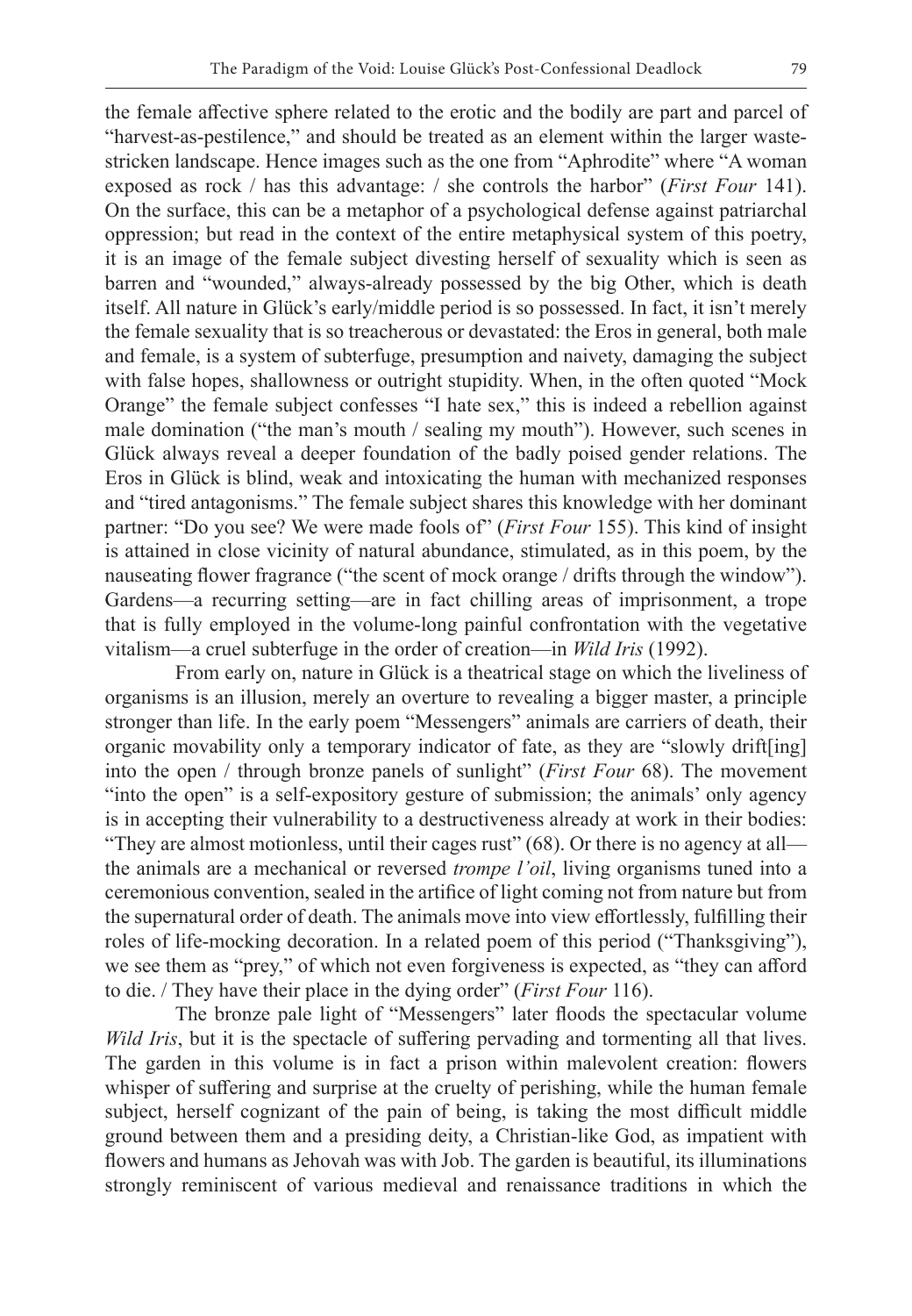the female affective sphere related to the erotic and the bodily are part and parcel of "harvest-as-pestilence," and should be treated as an element within the larger waste-stricken landscape. Hence images such as the one from "Aphrodite" where "A woman exposed as rock / has this advantage: / she controls the harbor" (*First Four* 141). On the surface, this can be a metaphor of a psychological defense against patriarchal oppression; but read in the context of the entire metaphysical system of this poetry, it is an image of the female subject divesting herself of sexuality which is seen as barren and "wounded," always-already possessed by the big Other, which is death itself. All nature in Glück's early/middle period is so possessed. In fact, it isn't merely the female sexuality that is so treacherous or devastated: the Eros in general, both male and female, is a system of subterfuge, presumption and naivety, damaging the subject with false hopes, shallowness or outright stupidity. When, in the often quoted "Mock Orange" the female subject confesses "I hate sex," this is indeed a rebellion against male domination ("the man's mouth / sealing my mouth"). However, such scenes in Glück always reveal a deeper foundation of the badly poised gender relations. The Eros in Glück is blind, weak and intoxicating the human with mechanized responses and "tired antagonisms." The female subject shares this knowledge with her dominant partner: "Do you see? We were made fools of" (*First Four* 155). This kind of insight is attained in close vicinity of natural abundance, stimulated, as in this poem, by the nauseating flower fragrance ("the scent of mock orange / drifts through the window"). Gardens—a recurring setting—are in fact chilling areas of imprisonment, a trope that is fully employed in the volume-long painful confrontation with the vegetative vitalism—a cruel subterfuge in the order of creation—in *Wild Iris* (1992).

From early on, nature in Glück is a theatrical stage on which the liveliness of organisms is an illusion, merely an overture to revealing a bigger master, a principle stronger than life. In the early poem "Messengers" animals are carriers of death, their organic movability only a temporary indicator of fate, as they are "slowly drift[ing] into the open / through bronze panels of sunlight" (*First Four* 68). The movement "into the open" is a self-expository gesture of submission; the animals' only agency is in accepting their vulnerability to a destructiveness already at work in their bodies: "They are almost motionless, until their cages rust" (68). Or there is no agency at all—the animals are a mechanical or reversed *trompe l'oil*, living organisms tuned into a ceremonious convention, sealed in the artifice of light coming not from nature but from the supernatural order of death. The animals move into view effortlessly, fulfilling their roles of life-mocking decoration. In a related poem of this period ("Thanksgiving"), we see them as "prey," of which not even forgiveness is expected, as "they can afford to die. / They have their place in the dying order" (*First Four* 116).

The bronze pale light of "Messengers" later floods the spectacular volume *Wild Iris*, but it is the spectacle of suffering pervading and tormenting all that lives. The garden in this volume is in fact a prison within malevolent creation: flowers whisper of suffering and surprise at the cruelty of perishing, while the human female subject, herself cognizant of the pain of being, is taking the most difficult middle ground between them and a presiding deity, a Christian-like God, as impatient with flowers and humans as Jehovah was with Job. The garden is beautiful, its illuminations strongly reminiscent of various medieval and renaissance traditions in which the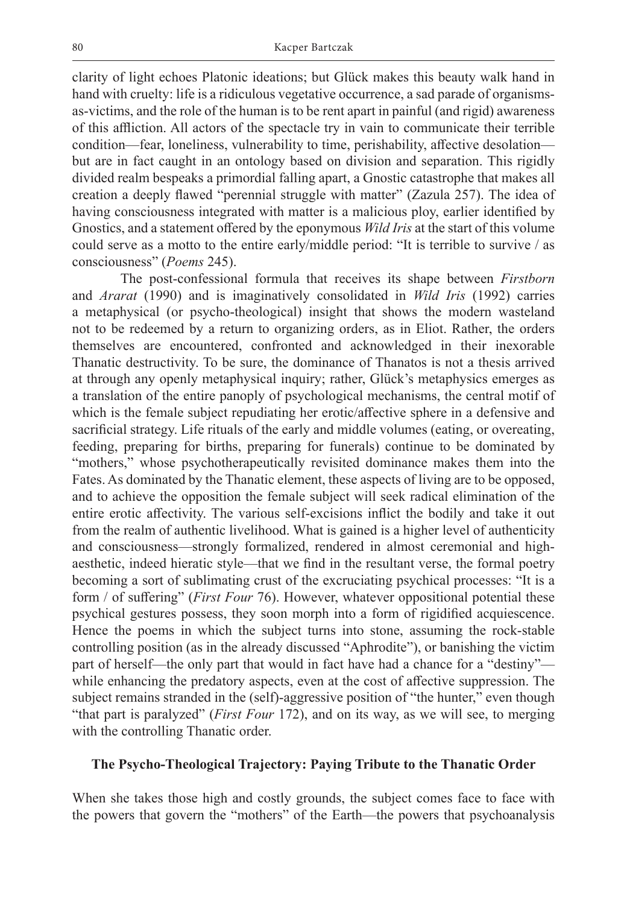clarity of light echoes Platonic ideations; but Glück makes this beauty walk hand in hand with cruelty: life is a ridiculous vegetative occurrence, a sad parade of organisms-as-victims, and the role of the human is to be rent apart in painful (and rigid) awareness of this affliction. All actors of the spectacle try in vain to communicate their terrible condition—fear, loneliness, vulnerability to time, perishability, affective desolation—but are in fact caught in an ontology based on division and separation. This rigidly divided realm bespeaks a primordial falling apart, a Gnostic catastrophe that makes all creation a deeply flawed "perennial struggle with matter" (Zazula 257). The idea of having consciousness integrated with matter is a malicious ploy, earlier identified by Gnostics, and a statement offered by the eponymous *Wild Iris* at the start of this volume could serve as a motto to the entire early/middle period: "It is terrible to survive / as consciousness" (*Poems* 245).

The post-confessional formula that receives its shape between *Firstborn* and *Ararat* (1990) and is imaginatively consolidated in *Wild Iris* (1992) carries a metaphysical (or psycho-theological) insight that shows the modern wasteland not to be redeemed by a return to organizing orders, as in Eliot. Rather, the orders themselves are encountered, confronted and acknowledged in their inexorable Thanatic destructivity. To be sure, the dominance of Thanatos is not a thesis arrived at through any openly metaphysical inquiry; rather, Glück's metaphysics emerges as a translation of the entire panoply of psychological mechanisms, the central motif of which is the female subject repudiating her erotic/affective sphere in a defensive and sacrificial strategy. Life rituals of the early and middle volumes (eating, or overeating, feeding, preparing for births, preparing for funerals) continue to be dominated by "mothers," whose psychotherapeutically revisited dominance makes them into the Fates. As dominated by the Thanatic element, these aspects of living are to be opposed, and to achieve the opposition the female subject will seek radical elimination of the entire erotic affectivity. The various self-excisions inflict the bodily and take it out from the realm of authentic livelihood. What is gained is a higher level of authenticity and consciousness—strongly formalized, rendered in almost ceremonial and high-aesthetic, indeed hieratic style—that we find in the resultant verse, the formal poetry becoming a sort of sublimating crust of the excruciating psychical processes: "It is a form / of suffering" (*First Four* 76). However, whatever oppositional potential these psychical gestures possess, they soon morph into a form of rigidified acquiescence. Hence the poems in which the subject turns into stone, assuming the rock-stable controlling position (as in the already discussed "Aphrodite"), or banishing the victim part of herself—the only part that would in fact have had a chance for a "destiny"—while enhancing the predatory aspects, even at the cost of affective suppression. The subject remains stranded in the (self)-aggressive position of "the hunter," even though "that part is paralyzed" (*First Four* 172), and on its way, as we will see, to merging with the controlling Thanatic order.

## The Psycho-Theological Trajectory: Paying Tribute to the Thanatic Order

When she takes those high and costly grounds, the subject comes face to face with the powers that govern the "mothers" of the Earth—the powers that psychoanalysis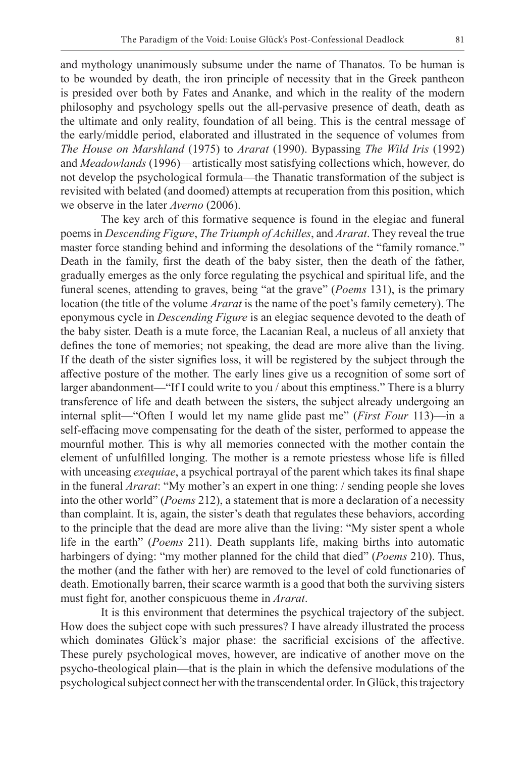and mythology unanimously subsume under the name of Thanatos. To be human is to be wounded by death, the iron principle of necessity that in the Greek pantheon is presided over both by Fates and Ananke, and which in the reality of the modern philosophy and psychology spells out the all-pervasive presence of death, death as the ultimate and only reality, foundation of all being. This is the central message of the early/middle period, elaborated and illustrated in the sequence of volumes from *The House on Marshland* (1975) to *Ararat* (1990). Bypassing *The Wild Iris* (1992) and *Meadowlands* (1996)—artistically most satisfying collections which, however, do not develop the psychological formula—the Thanatic transformation of the subject is revisited with belated (and doomed) attempts at recuperation from this position, which we observe in the later *Averno* (2006).

The key arch of this formative sequence is found in the elegiac and funeral poems in *Descending Figure*, *The Triumph of Achilles*, and *Ararat*. They reveal the true master force standing behind and informing the desolations of the "family romance." Death in the family, first the death of the baby sister, then the death of the father, gradually emerges as the only force regulating the psychical and spiritual life, and the funeral scenes, attending to graves, being "at the grave" (*Poems* 131), is the primary location (the title of the volume *Ararat* is the name of the poet's family cemetery). The eponymous cycle in *Descending Figure* is an elegiac sequence devoted to the death of the baby sister. Death is a mute force, the Lacanian Real, a nucleus of all anxiety that defines the tone of memories; not speaking, the dead are more alive than the living. If the death of the sister signifies loss, it will be registered by the subject through the affective posture of the mother. The early lines give us a recognition of some sort of larger abandonment—"If I could write to you / about this emptiness." There is a blurry transference of life and death between the sisters, the subject already undergoing an internal split—"Often I would let my name glide past me" (*First Four* 113)—in a self-effacing move compensating for the death of the sister, performed to appease the mournful mother. This is why all memories connected with the mother contain the element of unfulfilled longing. The mother is a remote priestess whose life is filled with unceasing *exequiae*, a psychical portrayal of the parent which takes its final shape in the funeral *Ararat*: "My mother's an expert in one thing: / sending people she loves into the other world" (*Poems* 212), a statement that is more a declaration of a necessity than complaint. It is, again, the sister's death that regulates these behaviors, according to the principle that the dead are more alive than the living: "My sister spent a whole life in the earth" (*Poems* 211). Death supplants life, making births into automatic harbingers of dying: "my mother planned for the child that died" (*Poems* 210). Thus, the mother (and the father with her) are removed to the level of cold functionaries of death. Emotionally barren, their scarce warmth is a good that both the surviving sisters must fight for, another conspicuous theme in *Ararat*.

It is this environment that determines the psychical trajectory of the subject. How does the subject cope with such pressures? I have already illustrated the process which dominates Glück's major phase: the sacrificial excisions of the affective. These purely psychological moves, however, are indicative of another move on the psycho-theological plain—that is the plain in which the defensive modulations of the psychological subject connect her with the transcendental order. In Glück, this trajectory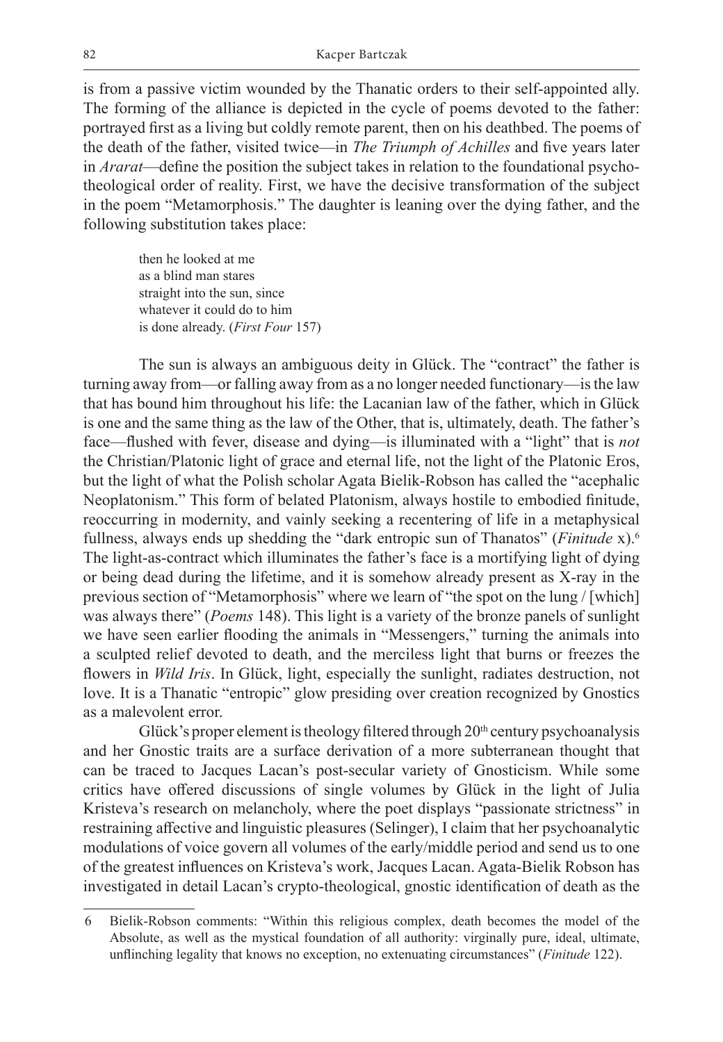is from a passive victim wounded by the Thanatic orders to their self-appointed ally. The forming of the alliance is depicted in the cycle of poems devoted to the father: portrayed first as a living but coldly remote parent, then on his deathbed. The poems of the death of the father, visited twice—in *The Triumph of Achilles* and five years later in *Ararat*—define the position the subject takes in relation to the foundational psycho-theological order of reality. First, we have the decisive transformation of the subject in the poem "Metamorphosis." The daughter is leaning over the dying father, and the following substitution takes place:

> then he looked at me
> as a blind man stares
> straight into the sun, since
> whatever it could do to him
> is done already. (*First Four* 157)

The sun is always an ambiguous deity in Glück. The "contract" the father is turning away from—or falling away from as a no longer needed functionary—is the law that has bound him throughout his life: the Lacanian law of the father, which in Glück is one and the same thing as the law of the Other, that is, ultimately, death. The father's face—flushed with fever, disease and dying—is illuminated with a "light" that is *not* the Christian/Platonic light of grace and eternal life, not the light of the Platonic Eros, but the light of what the Polish scholar Agata Bielik-Robson has called the "acephalic Neoplatonism." This form of belated Platonism, always hostile to embodied finitude, reoccurring in modernity, and vainly seeking a recentering of life in a metaphysical fullness, always ends up shedding the "dark entropic sun of Thanatos" (*Finitude* x).[6] The light-as-contract which illuminates the father's face is a mortifying light of dying or being dead during the lifetime, and it is somehow already present as X-ray in the previous section of "Metamorphosis" where we learn of "the spot on the lung / [which] was always there" (*Poems* 148). This light is a variety of the bronze panels of sunlight we have seen earlier flooding the animals in "Messengers," turning the animals into a sculpted relief devoted to death, and the merciless light that burns or freezes the flowers in *Wild Iris*. In Glück, light, especially the sunlight, radiates destruction, not love. It is a Thanatic "entropic" glow presiding over creation recognized by Gnostics as a malevolent error.

Glück's proper element is theology filtered through 20th century psychoanalysis and her Gnostic traits are a surface derivation of a more subterranean thought that can be traced to Jacques Lacan's post-secular variety of Gnosticism. While some critics have offered discussions of single volumes by Glück in the light of Julia Kristeva's research on melancholy, where the poet displays "passionate strictness" in restraining affective and linguistic pleasures (Selinger), I claim that her psychoanalytic modulations of voice govern all volumes of the early/middle period and send us to one of the greatest influences on Kristeva's work, Jacques Lacan. Agata-Bielik Robson has investigated in detail Lacan's crypto-theological, gnostic identification of death as the

---

6 Bielik-Robson comments: "Within this religious complex, death becomes the model of the Absolute, as well as the mystical foundation of all authority: virginally pure, ideal, ultimate, unflinching legality that knows no exception, no extenuating circumstances" (*Finitude* 122).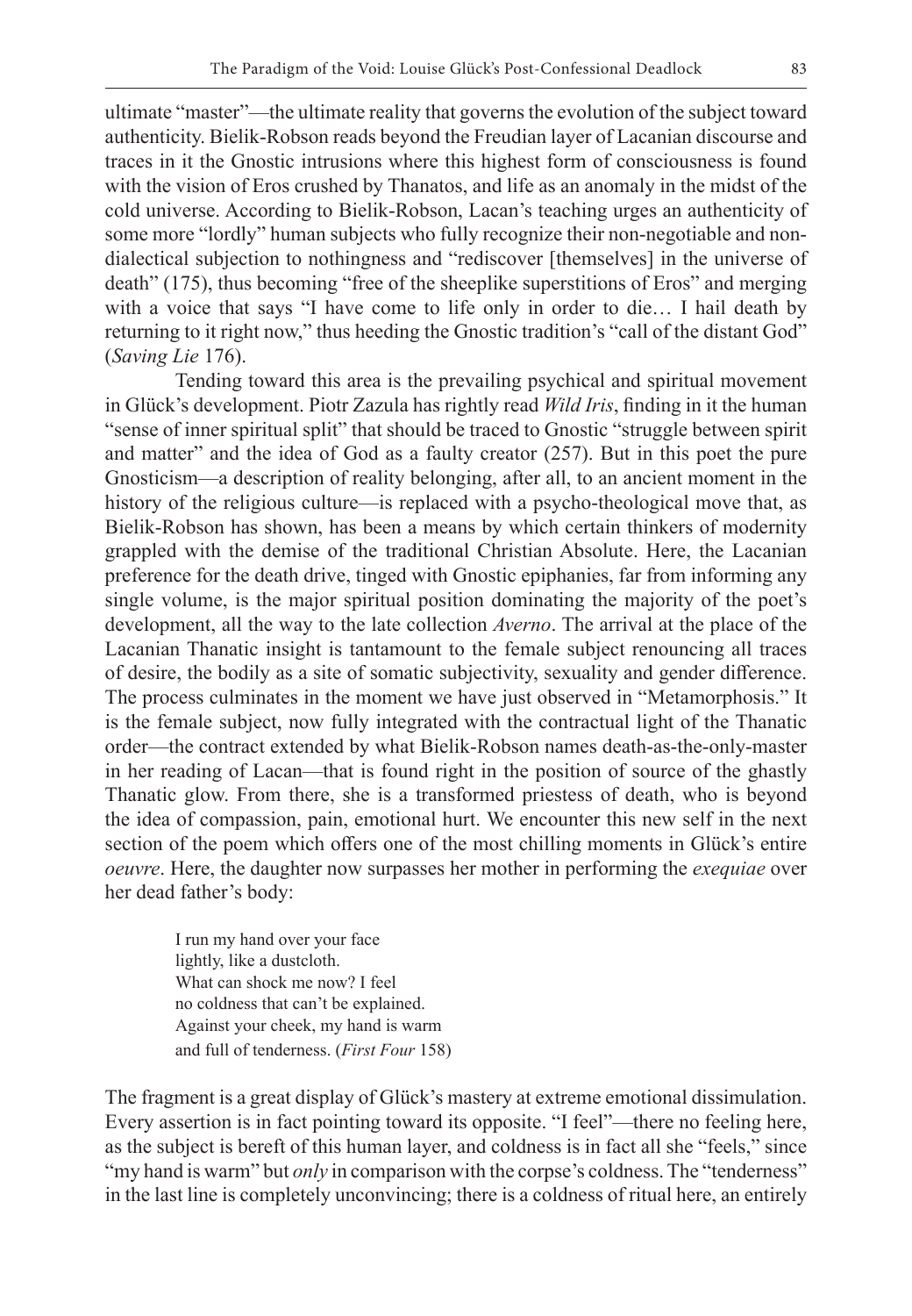ultimate "master"—the ultimate reality that governs the evolution of the subject toward authenticity. Bielik-Robson reads beyond the Freudian layer of Lacanian discourse and traces in it the Gnostic intrusions where this highest form of consciousness is found with the vision of Eros crushed by Thanatos, and life as an anomaly in the midst of the cold universe. According to Bielik-Robson, Lacan's teaching urges an authenticity of some more "lordly" human subjects who fully recognize their non-negotiable and non-dialectical subjection to nothingness and "rediscover [themselves] in the universe of death" (175), thus becoming "free of the sheeplike superstitions of Eros" and merging with a voice that says "I have come to life only in order to die… I hail death by returning to it right now," thus heeding the Gnostic tradition's "call of the distant God" (*Saving Lie* 176).

Tending toward this area is the prevailing psychical and spiritual movement in Glück's development. Piotr Zazula has rightly read *Wild Iris*, finding in it the human "sense of inner spiritual split" that should be traced to Gnostic "struggle between spirit and matter" and the idea of God as a faulty creator (257). But in this poet the pure Gnosticism—a description of reality belonging, after all, to an ancient moment in the history of the religious culture—is replaced with a psycho-theological move that, as Bielik-Robson has shown, has been a means by which certain thinkers of modernity grappled with the demise of the traditional Christian Absolute. Here, the Lacanian preference for the death drive, tinged with Gnostic epiphanies, far from informing any single volume, is the major spiritual position dominating the majority of the poet's development, all the way to the late collection *Averno*. The arrival at the place of the Lacanian Thanatic insight is tantamount to the female subject renouncing all traces of desire, the bodily as a site of somatic subjectivity, sexuality and gender difference. The process culminates in the moment we have just observed in "Metamorphosis." It is the female subject, now fully integrated with the contractual light of the Thanatic order—the contract extended by what Bielik-Robson names death-as-the-only-master in her reading of Lacan—that is found right in the position of source of the ghastly Thanatic glow. From there, she is a transformed priestess of death, who is beyond the idea of compassion, pain, emotional hurt. We encounter this new self in the next section of the poem which offers one of the most chilling moments in Glück's entire *oeuvre*. Here, the daughter now surpasses her mother in performing the *exequiae* over her dead father's body:

> I run my hand over your face
> lightly, like a dustcloth.
> What can shock me now? I feel
> no coldness that can't be explained.
> Against your cheek, my hand is warm
> and full of tenderness. (*First Four* 158)

The fragment is a great display of Glück's mastery at extreme emotional dissimulation. Every assertion is in fact pointing toward its opposite. "I feel"—there no feeling here, as the subject is bereft of this human layer, and coldness is in fact all she "feels," since "my hand is warm" but *only* in comparison with the corpse's coldness. The "tenderness" in the last line is completely unconvincing; there is a coldness of ritual here, an entirely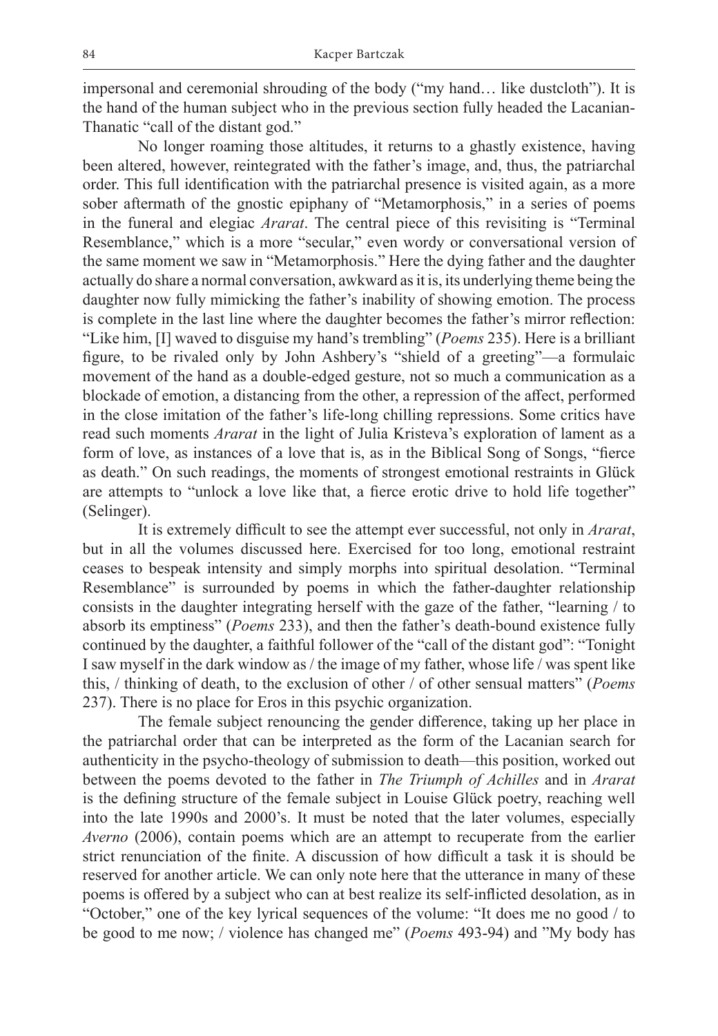impersonal and ceremonial shrouding of the body ("my hand… like dustcloth"). It is the hand of the human subject who in the previous section fully headed the Lacanian-Thanatic "call of the distant god."

No longer roaming those altitudes, it returns to a ghastly existence, having been altered, however, reintegrated with the father's image, and, thus, the patriarchal order. This full identification with the patriarchal presence is visited again, as a more sober aftermath of the gnostic epiphany of "Metamorphosis," in a series of poems in the funeral and elegiac *Ararat*. The central piece of this revisiting is "Terminal Resemblance," which is a more "secular," even wordy or conversational version of the same moment we saw in "Metamorphosis." Here the dying father and the daughter actually do share a normal conversation, awkward as it is, its underlying theme being the daughter now fully mimicking the father's inability of showing emotion. The process is complete in the last line where the daughter becomes the father's mirror reflection: "Like him, [I] waved to disguise my hand's trembling" (*Poems* 235). Here is a brilliant figure, to be rivaled only by John Ashbery's "shield of a greeting"—a formulaic movement of the hand as a double-edged gesture, not so much a communication as a blockade of emotion, a distancing from the other, a repression of the affect, performed in the close imitation of the father's life-long chilling repressions. Some critics have read such moments *Ararat* in the light of Julia Kristeva's exploration of lament as a form of love, as instances of a love that is, as in the Biblical Song of Songs, "fierce as death." On such readings, the moments of strongest emotional restraints in Glück are attempts to "unlock a love like that, a fierce erotic drive to hold life together" (Selinger).

It is extremely difficult to see the attempt ever successful, not only in *Ararat*, but in all the volumes discussed here. Exercised for too long, emotional restraint ceases to bespeak intensity and simply morphs into spiritual desolation. "Terminal Resemblance" is surrounded by poems in which the father-daughter relationship consists in the daughter integrating herself with the gaze of the father, "learning / to absorb its emptiness" (*Poems* 233), and then the father's death-bound existence fully continued by the daughter, a faithful follower of the "call of the distant god": "Tonight I saw myself in the dark window as / the image of my father, whose life / was spent like this, / thinking of death, to the exclusion of other / of other sensual matters" (*Poems* 237). There is no place for Eros in this psychic organization.

The female subject renouncing the gender difference, taking up her place in the patriarchal order that can be interpreted as the form of the Lacanian search for authenticity in the psycho-theology of submission to death—this position, worked out between the poems devoted to the father in *The Triumph of Achilles* and in *Ararat* is the defining structure of the female subject in Louise Glück poetry, reaching well into the late 1990s and 2000's. It must be noted that the later volumes, especially *Averno* (2006), contain poems which are an attempt to recuperate from the earlier strict renunciation of the finite. A discussion of how difficult a task it is should be reserved for another article. We can only note here that the utterance in many of these poems is offered by a subject who can at best realize its self-inflicted desolation, as in "October," one of the key lyrical sequences of the volume: "It does me no good / to be good to me now; / violence has changed me" (*Poems* 493-94) and "My body has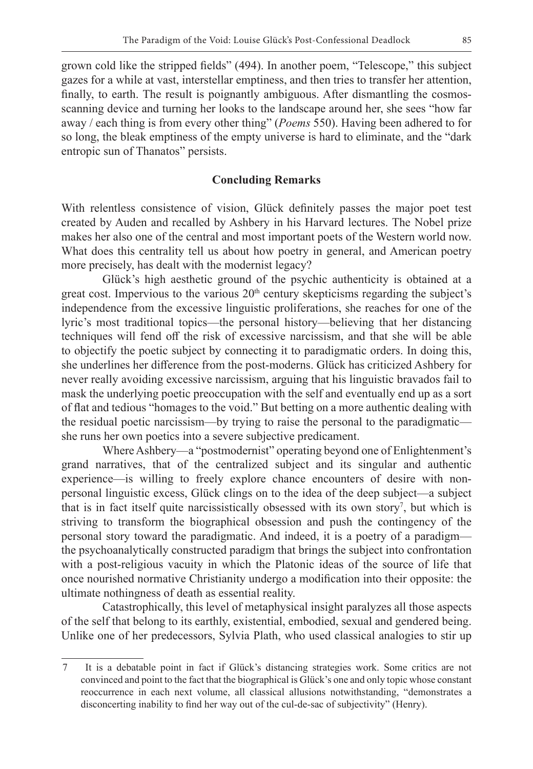grown cold like the stripped fields" (494). In another poem, "Telescope," this subject gazes for a while at vast, interstellar emptiness, and then tries to transfer her attention, finally, to earth. The result is poignantly ambiguous. After dismantling the cosmos-scanning device and turning her looks to the landscape around her, she sees "how far away / each thing is from every other thing" (*Poems* 550). Having been adhered to for so long, the bleak emptiness of the empty universe is hard to eliminate, and the "dark entropic sun of Thanatos" persists.

## Concluding Remarks

With relentless consistence of vision, Glück definitely passes the major poet test created by Auden and recalled by Ashbery in his Harvard lectures. The Nobel prize makes her also one of the central and most important poets of the Western world now. What does this centrality tell us about how poetry in general, and American poetry more precisely, has dealt with the modernist legacy?

Glück's high aesthetic ground of the psychic authenticity is obtained at a great cost. Impervious to the various 20th century skepticisms regarding the subject's independence from the excessive linguistic proliferations, she reaches for one of the lyric's most traditional topics—the personal history—believing that her distancing techniques will fend off the risk of excessive narcissism, and that she will be able to objectify the poetic subject by connecting it to paradigmatic orders. In doing this, she underlines her difference from the post-moderns. Glück has criticized Ashbery for never really avoiding excessive narcissism, arguing that his linguistic bravados fail to mask the underlying poetic preoccupation with the self and eventually end up as a sort of flat and tedious "homages to the void." But betting on a more authentic dealing with the residual poetic narcissism—by trying to raise the personal to the paradigmatic—she runs her own poetics into a severe subjective predicament.

Where Ashbery—a "postmodernist" operating beyond one of Enlightenment's grand narratives, that of the centralized subject and its singular and authentic experience—is willing to freely explore chance encounters of desire with non-personal linguistic excess, Glück clings on to the idea of the deep subject—a subject that is in fact itself quite narcissistically obsessed with its own story[7], but which is striving to transform the biographical obsession and push the contingency of the personal story toward the paradigmatic. And indeed, it is a poetry of a paradigm—the psychoanalytically constructed paradigm that brings the subject into confrontation with a post-religious vacuity in which the Platonic ideas of the source of life that once nourished normative Christianity undergo a modification into their opposite: the ultimate nothingness of death as essential reality.

Catastrophically, this level of metaphysical insight paralyzes all those aspects of the self that belong to its earthly, existential, embodied, sexual and gendered being. Unlike one of her predecessors, Sylvia Plath, who used classical analogies to stir up

---

7 It is a debatable point in fact if Glück's distancing strategies work. Some critics are not convinced and point to the fact that the biographical is Glück's one and only topic whose constant reoccurrence in each next volume, all classical allusions notwithstanding, "demonstrates a disconcerting inability to find her way out of the cul-de-sac of subjectivity" (Henry).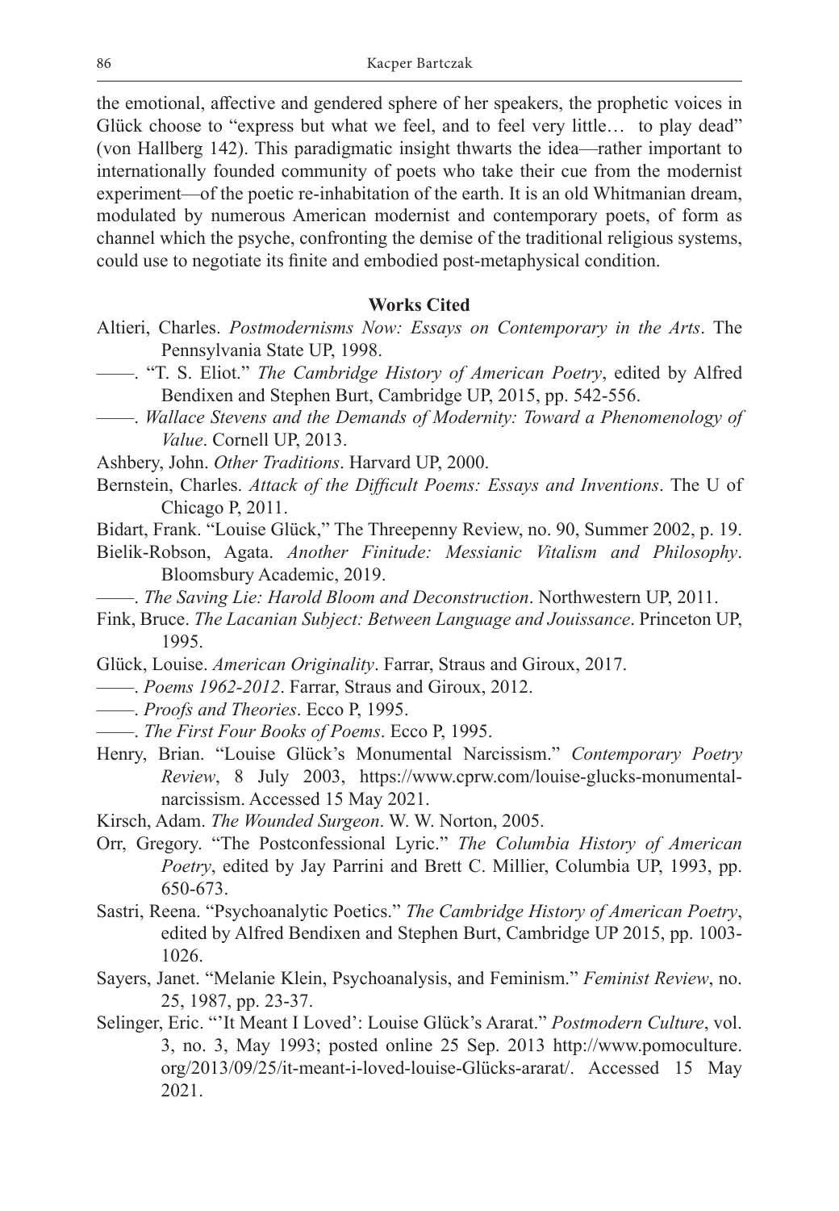the emotional, affective and gendered sphere of her speakers, the prophetic voices in Glück choose to "express but what we feel, and to feel very little… to play dead" (von Hallberg 142). This paradigmatic insight thwarts the idea—rather important to internationally founded community of poets who take their cue from the modernist experiment—of the poetic re-inhabitation of the earth. It is an old Whitmanian dream, modulated by numerous American modernist and contemporary poets, of form as channel which the psyche, confronting the demise of the traditional religious systems, could use to negotiate its finite and embodied post-metaphysical condition.

## Works Cited

Altieri, Charles. *Postmodernisms Now: Essays on Contemporary in the Arts*. The Pennsylvania State UP, 1998.

——. "T. S. Eliot." *The Cambridge History of American Poetry*, edited by Alfred Bendixen and Stephen Burt, Cambridge UP, 2015, pp. 542-556.

——. *Wallace Stevens and the Demands of Modernity: Toward a Phenomenology of Value*. Cornell UP, 2013.

Ashbery, John. *Other Traditions*. Harvard UP, 2000.

Bernstein, Charles. *Attack of the Difficult Poems: Essays and Inventions*. The U of Chicago P, 2011.

Bidart, Frank. "Louise Glück," The Threepenny Review, no. 90, Summer 2002, p. 19.

Bielik-Robson, Agata. *Another Finitude: Messianic Vitalism and Philosophy*. Bloomsbury Academic, 2019.

——. *The Saving Lie: Harold Bloom and Deconstruction*. Northwestern UP, 2011.

Fink, Bruce. *The Lacanian Subject: Between Language and Jouissance*. Princeton UP, 1995.

Glück, Louise. *American Originality*. Farrar, Straus and Giroux, 2017.

——. *Poems 1962-2012*. Farrar, Straus and Giroux, 2012.

——. *Proofs and Theories*. Ecco P, 1995.

——. *The First Four Books of Poems*. Ecco P, 1995.

Henry, Brian. "Louise Glück's Monumental Narcissism." *Contemporary Poetry Review*, 8 July 2003, https://www.cprw.com/louise-glucks-monumental-narcissism. Accessed 15 May 2021.

Kirsch, Adam. *The Wounded Surgeon*. W. W. Norton, 2005.

Orr, Gregory. "The Postconfessional Lyric." *The Columbia History of American Poetry*, edited by Jay Parrini and Brett C. Millier, Columbia UP, 1993, pp. 650-673.

Sastri, Reena. "Psychoanalytic Poetics." *The Cambridge History of American Poetry*, edited by Alfred Bendixen and Stephen Burt, Cambridge UP 2015, pp. 1003-1026.

Sayers, Janet. "Melanie Klein, Psychoanalysis, and Feminism." *Feminist Review*, no. 25, 1987, pp. 23-37.

Selinger, Eric. "'It Meant I Loved': Louise Glück's Ararat." *Postmodern Culture*, vol. 3, no. 3, May 1993; posted online 25 Sep. 2013 http://www.pomoculture.org/2013/09/25/it-meant-i-loved-louise-Glücks-ararat/. Accessed 15 May 2021.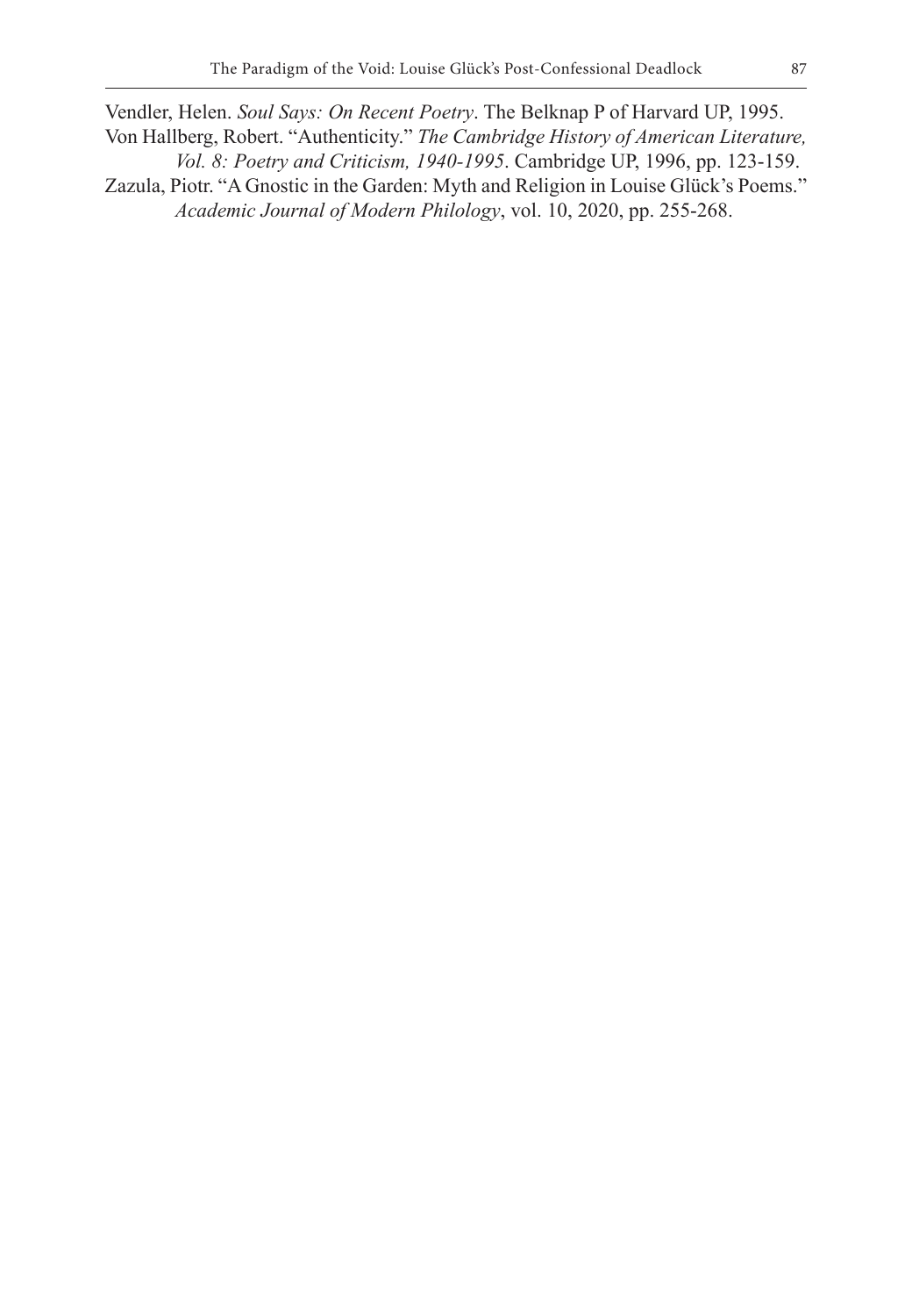Vendler, Helen. *Soul Says: On Recent Poetry*. The Belknap P of Harvard UP, 1995.

Von Hallberg, Robert. "Authenticity." *The Cambridge History of American Literature, Vol. 8: Poetry and Criticism, 1940-1995*. Cambridge UP, 1996, pp. 123-159.

Zazula, Piotr. "A Gnostic in the Garden: Myth and Religion in Louise Glück's Poems." *Academic Journal of Modern Philology*, vol. 10, 2020, pp. 255-268.